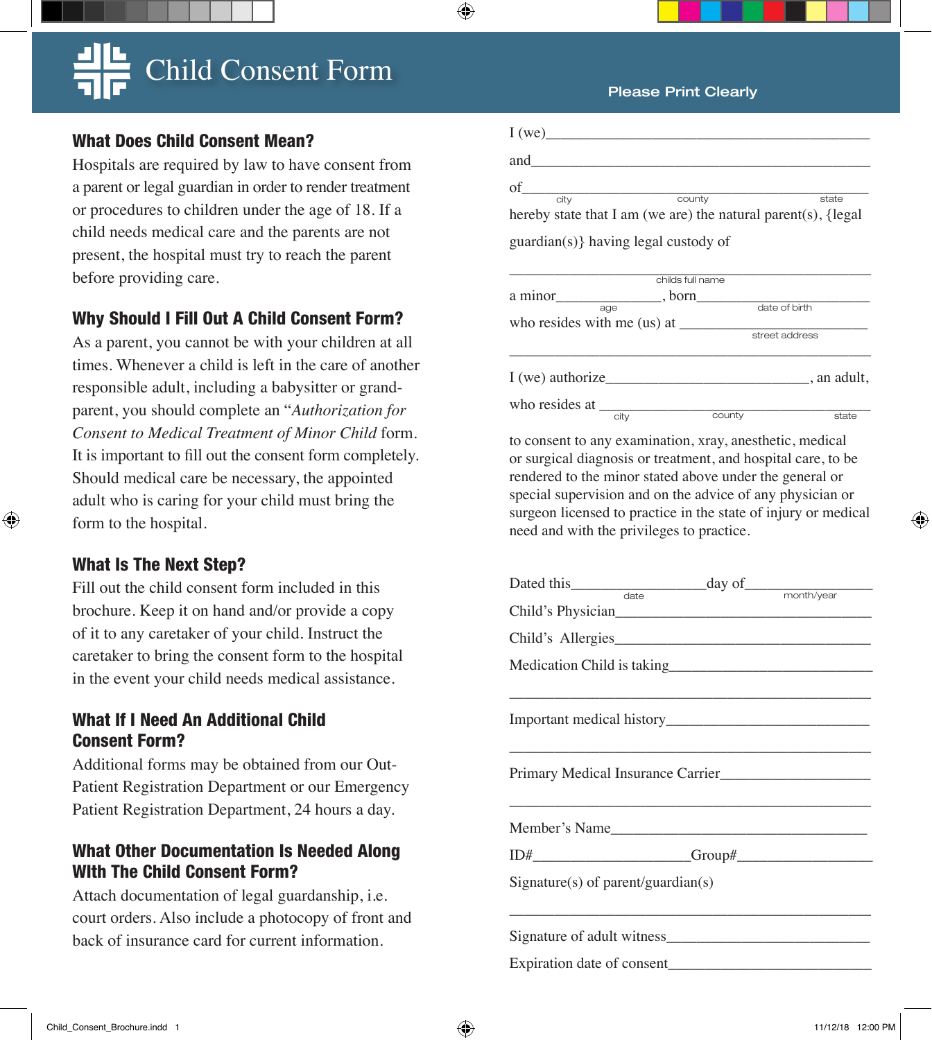# Child Consent Form

Please Print Clearly

## What Does Child Consent Mean?

Hospitals are required by law to have consent from a parent or legal guardian in order to render treatment or procedures to children under the age of 18. If a child needs medical care and the parents are not present, the hospital must try to reach the parent before providing care.

## Why Should I Fill Out A Child Consent Form?

As a parent, you cannot be with your children at all times. Whenever a child is left in the care of another responsible adult, including a babysitter or grand-parent, you should complete an "*Authorization for Consent to Medical Treatment of Minor Child* form. It is important to fill out the consent form completely. Should medical care be necessary, the appointed adult who is caring for your child must bring the form to the hospital.

## What Is The Next Step?

Fill out the child consent form included in this brochure. Keep it on hand and/or provide a copy of it to any caretaker of your child. Instruct the caretaker to bring the consent form to the hospital in the event your child needs medical assistance.

## What If I Need An Additional Child Consent Form?

Additional forms may be obtained from our Out-Patient Registration Department or our Emergency Patient Registration Department, 24 hours a day.

## What Other Documentation Is Needed Along WIth The Child Consent Form?

Attach documentation of legal guardianship, i.e. court orders. Also include a photocopy of front and back of insurance card for current information.

---

I (we)_______________________________________________

and_________________________________________________

of___________________________________________________
city county state

hereby state that I am (we are) the natural parent(s), {legal guardian(s)} having legal custody of

_____________________________________________________
childs full name

a minor_______________, born_________________________
age date of birth

who resides with me (us) at ___________________________
street address

_____________________________________________________

I (we) authorize___________________________, an adult,

who resides at _____________________________________
city county state

to consent to any examination, xray, anesthetic, medical or surgical diagnosis or treatment, and hospital care, to be rendered to the minor stated above under the general or special supervision and on the advice of any physician or surgeon licensed to practice in the state of injury or medical need and with the privileges to practice.

Dated this__________________day of__________________
date month/year

Child's Physician____________________________________

Child's Allergies____________________________________

Medication Child is taking_____________________________

_____________________________________________________

Important medical history_____________________________

_____________________________________________________

Primary Medical Insurance Carrier_____________________

_____________________________________________________

Member's Name_____________________________________

ID#_____________________Group#___________________

Signature(s) of parent/guardian(s)

_____________________________________________________

Signature of adult witness____________________________

Expiration date of consent____________________________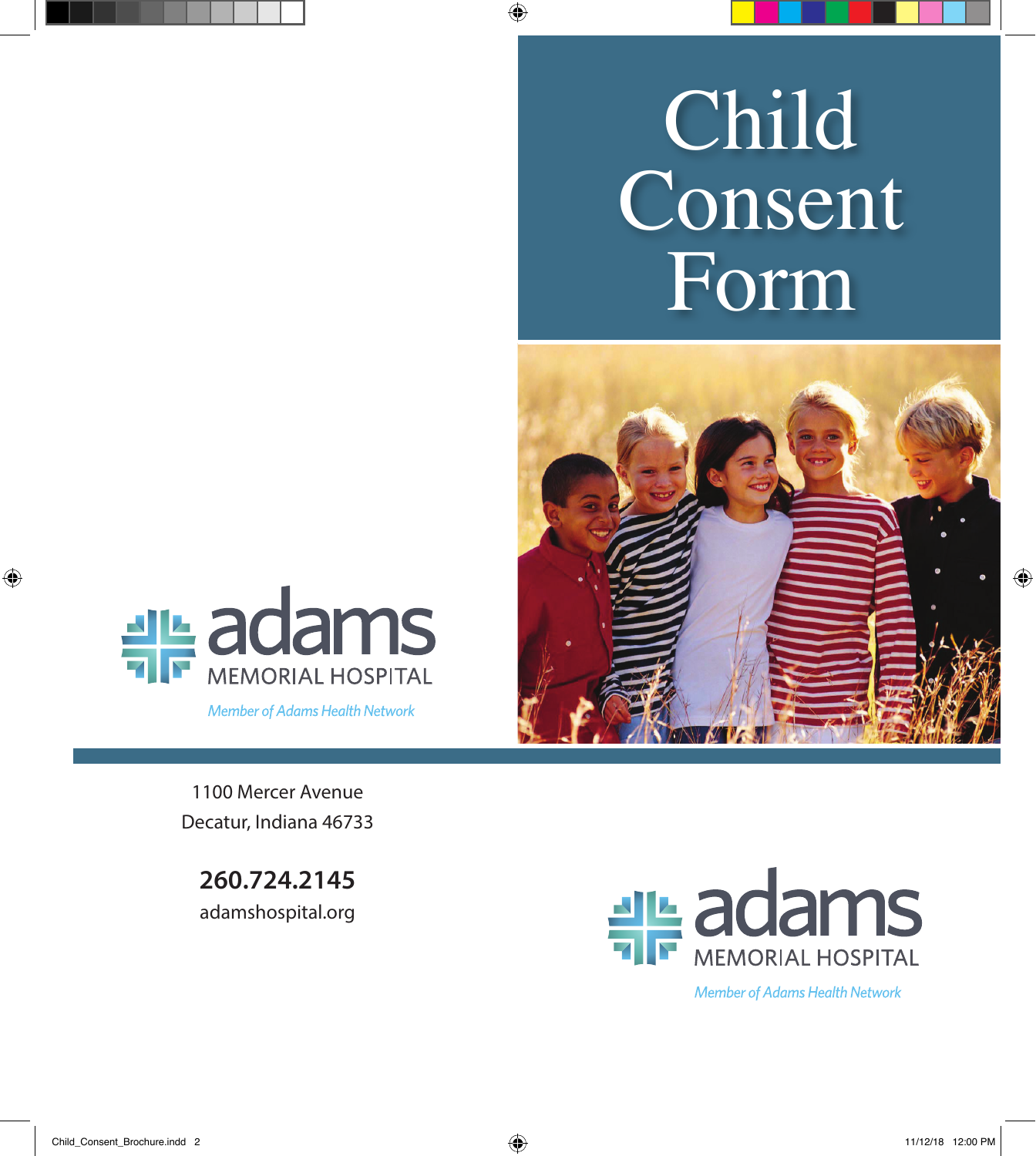# Child Consent Form

adams
MEMORIAL HOSPITAL
*Member of Adams Health Network*

1100 Mercer Avenue
Decatur, Indiana 46733

**260.724.2145**
adamshospital.org

adams
MEMORIAL HOSPITAL
*Member of Adams Health Network*